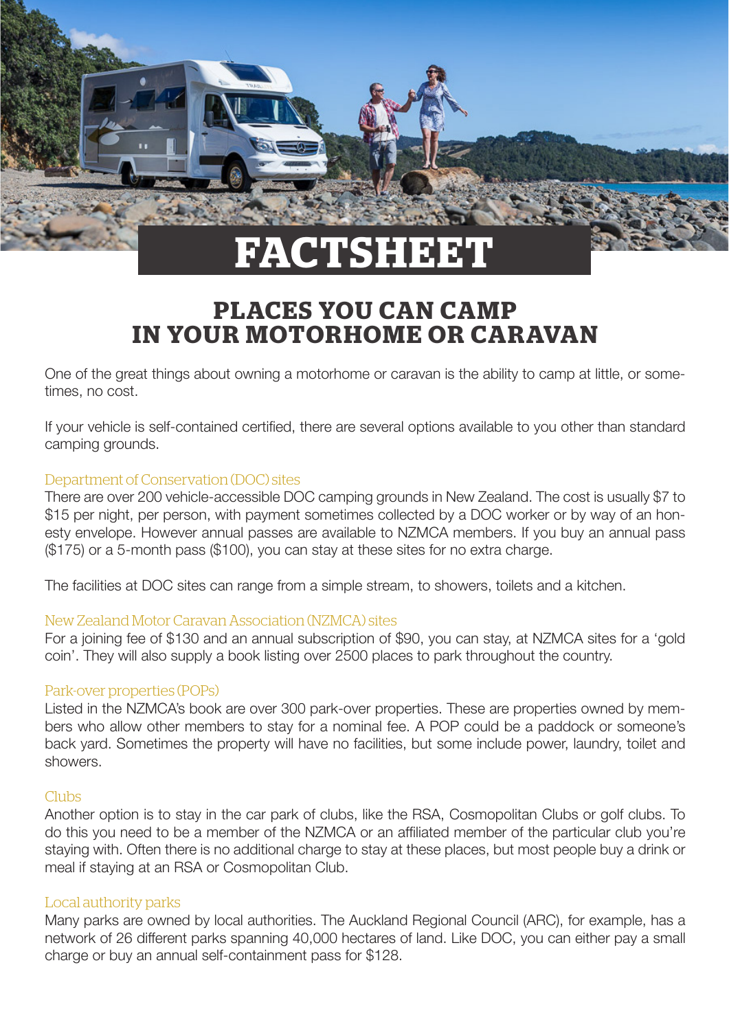# FACTSHEET

## PLACES YOU CAN CAMP IN YOUR MOTORHOME OR CARAVAN

One of the great things about owning a motorhome or caravan is the ability to camp at little, or sometimes, no cost.

If your vehicle is self-contained certified, there are several options available to you other than standard camping grounds.

### Department of Conservation (DOC) sites

There are over 200 vehicle-accessible DOC camping grounds in New Zealand. The cost is usually $7 to $15 per night, per person, with payment sometimes collected by a DOC worker or by way of an honesty envelope. However annual passes are available to NZMCA members. If you buy an annual pass ($175) or a 5-month pass ($100), you can stay at these sites for no extra charge.

The facilities at DOC sites can range from a simple stream, to showers, toilets and a kitchen.

### New Zealand Motor Caravan Association (NZMCA) sites

For a joining fee of $130 and an annual subscription of $90, you can stay, at NZMCA sites for a 'gold coin'. They will also supply a book listing over 2500 places to park throughout the country.

### Park-over properties (POPs)

Listed in the NZMCA's book are over 300 park-over properties. These are properties owned by members who allow other members to stay for a nominal fee. A POP could be a paddock or someone's back yard. Sometimes the property will have no facilities, but some include power, laundry, toilet and showers.

### Clubs

Another option is to stay in the car park of clubs, like the RSA, Cosmopolitan Clubs or golf clubs. To do this you need to be a member of the NZMCA or an affiliated member of the particular club you're staying with. Often there is no additional charge to stay at these places, but most people buy a drink or meal if staying at an RSA or Cosmopolitan Club.

### Local authority parks

Many parks are owned by local authorities. The Auckland Regional Council (ARC), for example, has a network of 26 different parks spanning 40,000 hectares of land. Like DOC, you can either pay a small charge or buy an annual self-containment pass for $128.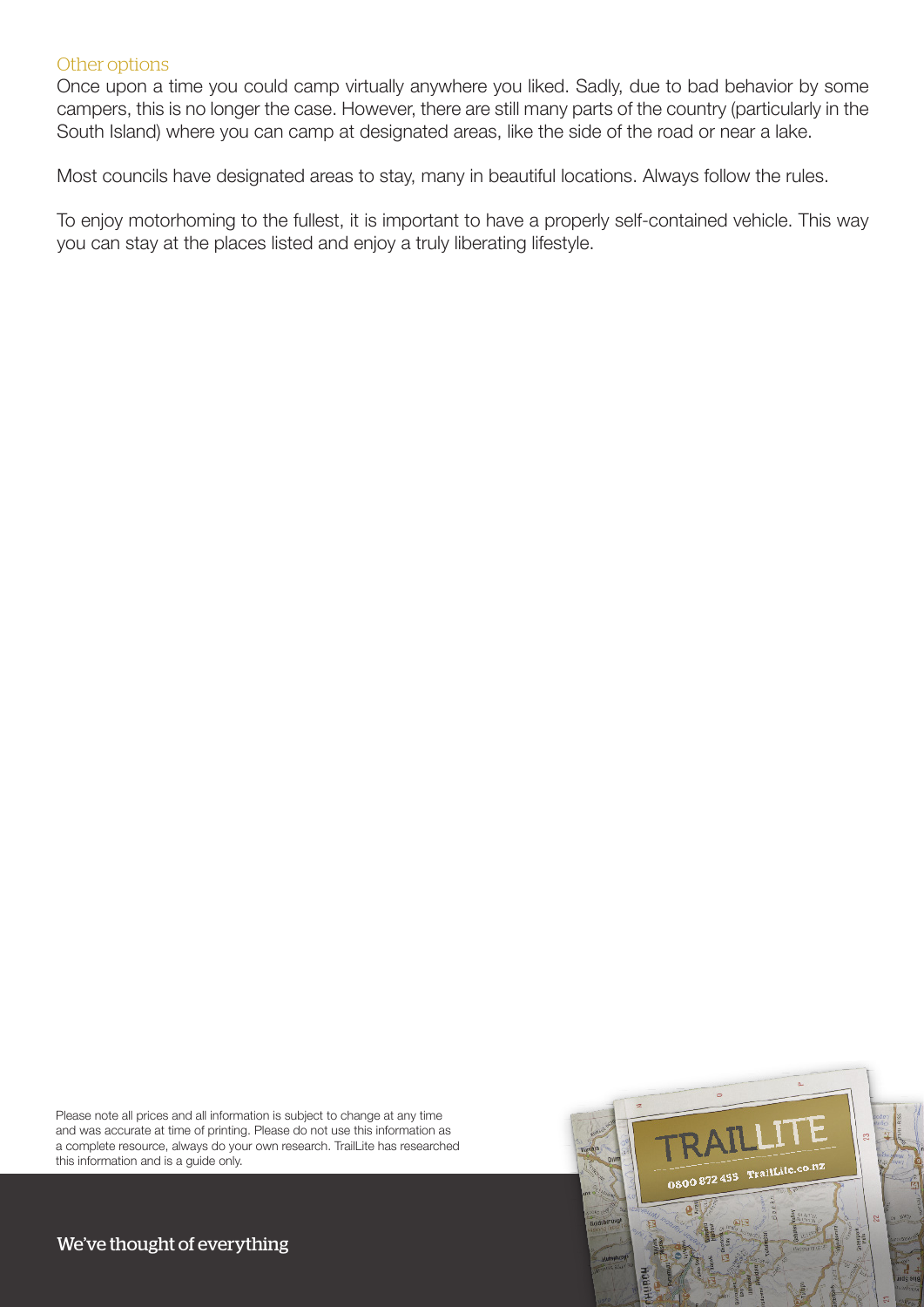## Other options

Once upon a time you could camp virtually anywhere you liked. Sadly, due to bad behavior by some campers, this is no longer the case. However, there are still many parts of the country (particularly in the South Island) where you can camp at designated areas, like the side of the road or near a lake.

Most councils have designated areas to stay, many in beautiful locations. Always follow the rules.

To enjoy motorhoming to the fullest, it is important to have a properly self-contained vehicle. This way you can stay at the places listed and enjoy a truly liberating lifestyle.

Please note all prices and all information is subject to change at any time and was accurate at time of printing. Please do not use this information as a complete resource, always do your own research. TrailLite has researched this information and is a guide only.

We've thought of everything